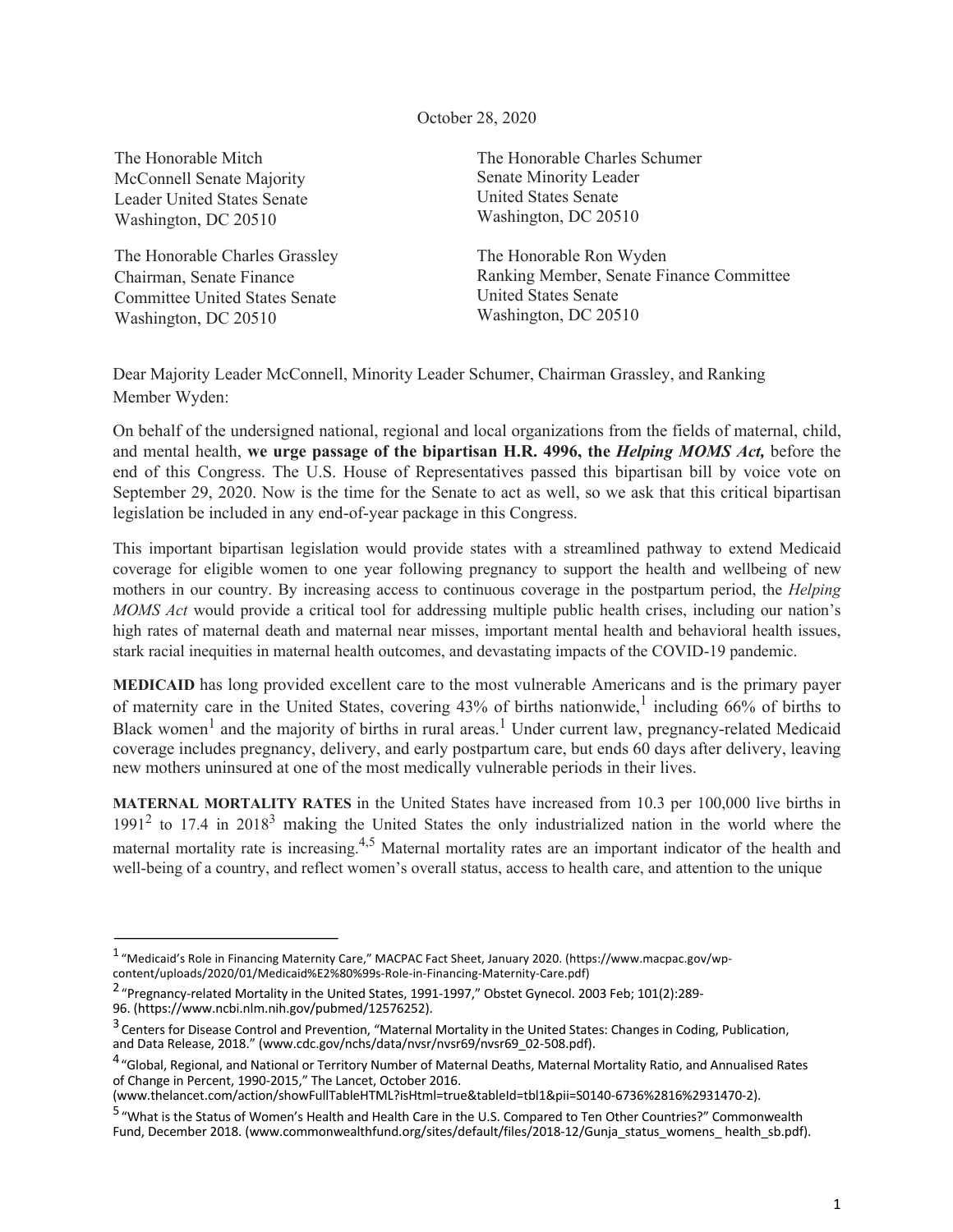October 28, 2020

The Honorable Mitch McConnell Senate Majority Leader United States Senate
Washington, DC 20510

The Honorable Charles Schumer
Senate Minority Leader
United States Senate
Washington, DC 20510

The Honorable Charles Grassley
Chairman, Senate Finance Committee United States Senate
Washington, DC 20510

The Honorable Ron Wyden
Ranking Member, Senate Finance Committee
United States Senate
Washington, DC 20510

Dear Majority Leader McConnell, Minority Leader Schumer, Chairman Grassley, and Ranking Member Wyden:

On behalf of the undersigned national, regional and local organizations from the fields of maternal, child, and mental health, **we urge passage of the bipartisan H.R. 4996, the *Helping MOMS Act,*** before the end of this Congress. The U.S. House of Representatives passed this bipartisan bill by voice vote on September 29, 2020. Now is the time for the Senate to act as well, so we ask that this critical bipartisan legislation be included in any end-of-year package in this Congress.

This important bipartisan legislation would provide states with a streamlined pathway to extend Medicaid coverage for eligible women to one year following pregnancy to support the health and wellbeing of new mothers in our country. By increasing access to continuous coverage in the postpartum period, the *Helping MOMS Act* would provide a critical tool for addressing multiple public health crises, including our nation's high rates of maternal death and maternal near misses, important mental health and behavioral health issues, stark racial inequities in maternal health outcomes, and devastating impacts of the COVID-19 pandemic.

**MEDICAID** has long provided excellent care to the most vulnerable Americans and is the primary payer of maternity care in the United States, covering 43% of births nationwide,[1] including 66% of births to Black women[1] and the majority of births in rural areas.[1] Under current law, pregnancy-related Medicaid coverage includes pregnancy, delivery, and early postpartum care, but ends 60 days after delivery, leaving new mothers uninsured at one of the most medically vulnerable periods in their lives.

**MATERNAL MORTALITY RATES** in the United States have increased from 10.3 per 100,000 live births in 1991[2] to 17.4 in 2018[3] making the United States the only industrialized nation in the world where the maternal mortality rate is increasing.[4,5] Maternal mortality rates are an important indicator of the health and well-being of a country, and reflect women's overall status, access to health care, and attention to the unique

---

[1] "Medicaid's Role in Financing Maternity Care," MACPAC Fact Sheet, January 2020. (https://www.macpac.gov/wp-content/uploads/2020/01/Medicaid%E2%80%99s-Role-in-Financing-Maternity-Care.pdf)

[2] "Pregnancy-related Mortality in the United States, 1991-1997," Obstet Gynecol. 2003 Feb; 101(2):289-96. (https://www.ncbi.nlm.nih.gov/pubmed/12576252).

[3] Centers for Disease Control and Prevention, "Maternal Mortality in the United States: Changes in Coding, Publication, and Data Release, 2018." (www.cdc.gov/nchs/data/nvsr/nvsr69/nvsr69_02-508.pdf).

[4] "Global, Regional, and National or Territory Number of Maternal Deaths, Maternal Mortality Ratio, and Annualised Rates of Change in Percent, 1990-2015," The Lancet, October 2016. (www.thelancet.com/action/showFullTableHTML?isHtml=true&tableId=tbl1&pii=S0140-6736%2816%2931470-2).

[5] "What is the Status of Women's Health and Health Care in the U.S. Compared to Ten Other Countries?" Commonwealth Fund, December 2018. (www.commonwealthfund.org/sites/default/files/2018-12/Gunja_status_womens_ health_sb.pdf).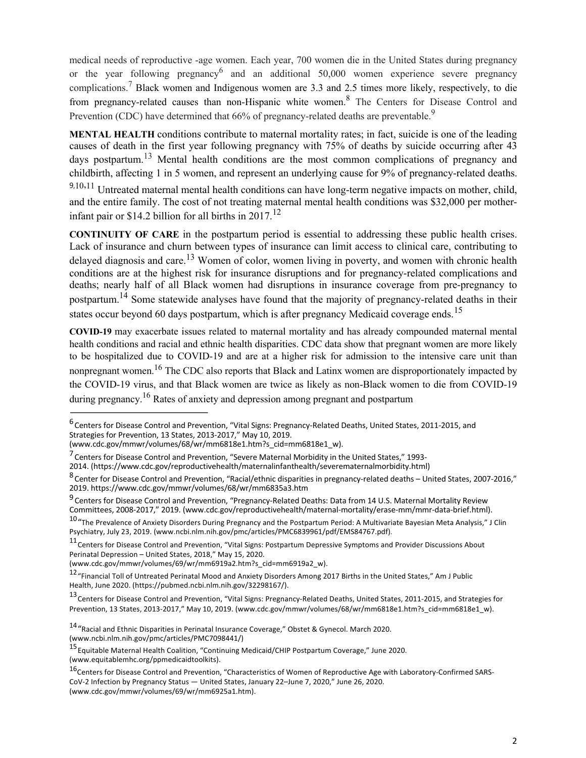medical needs of reproductive -age women. Each year, 700 women die in the United States during pregnancy or the year following pregnancy[6] and an additional 50,000 women experience severe pregnancy complications.[7] Black women and Indigenous women are 3.3 and 2.5 times more likely, respectively, to die from pregnancy-related causes than non-Hispanic white women.[8] The Centers for Disease Control and Prevention (CDC) have determined that 66% of pregnancy-related deaths are preventable.[9]

**MENTAL HEALTH** conditions contribute to maternal mortality rates; in fact, suicide is one of the leading causes of death in the first year following pregnancy with 75% of deaths by suicide occurring after 43 days postpartum.[13] Mental health conditions are the most common complications of pregnancy and childbirth, affecting 1 in 5 women, and represent an underlying cause for 9% of pregnancy-related deaths.[9,10,11] Untreated maternal mental health conditions can have long-term negative impacts on mother, child, and the entire family. The cost of not treating maternal mental health conditions was $32,000 per mother-infant pair or $14.2 billion for all births in 2017.[12]

**CONTINUITY OF CARE** in the postpartum period is essential to addressing these public health crises. Lack of insurance and churn between types of insurance can limit access to clinical care, contributing to delayed diagnosis and care.[13] Women of color, women living in poverty, and women with chronic health conditions are at the highest risk for insurance disruptions and for pregnancy-related complications and deaths; nearly half of all Black women had disruptions in insurance coverage from pre-pregnancy to postpartum.[14] Some statewide analyses have found that the majority of pregnancy-related deaths in their states occur beyond 60 days postpartum, which is after pregnancy Medicaid coverage ends.[15]

**COVID-19** may exacerbate issues related to maternal mortality and has already compounded maternal mental health conditions and racial and ethnic health disparities. CDC data show that pregnant women are more likely to be hospitalized due to COVID-19 and are at a higher risk for admission to the intensive care unit than nonpregnant women.[16] The CDC also reports that Black and Latinx women are disproportionately impacted by the COVID-19 virus, and that Black women are twice as likely as non-Black women to die from COVID-19 during pregnancy.[16] Rates of anxiety and depression among pregnant and postpartum

---

[6] Centers for Disease Control and Prevention, "Vital Signs: Pregnancy-Related Deaths, United States, 2011-2015, and Strategies for Prevention, 13 States, 2013-2017," May 10, 2019. (www.cdc.gov/mmwr/volumes/68/wr/mm6818e1.htm?s_cid=mm6818e1_w).

[7] Centers for Disease Control and Prevention, "Severe Maternal Morbidity in the United States," 1993-2014. (https://www.cdc.gov/reproductivehealth/maternalinfanthealth/severematernalmorbidity.html)

[8] Center for Disease Control and Prevention, "Racial/ethnic disparities in pregnancy-related deaths – United States, 2007-2016," 2019. https://www.cdc.gov/mmwr/volumes/68/wr/mm6835a3.htm

[9] Centers for Disease Control and Prevention, "Pregnancy-Related Deaths: Data from 14 U.S. Maternal Mortality Review Committees, 2008-2017," 2019. (www.cdc.gov/reproductivehealth/maternal-mortality/erase-mm/mmr-data-brief.html).

[10] "The Prevalence of Anxiety Disorders During Pregnancy and the Postpartum Period: A Multivariate Bayesian Meta Analysis," J Clin Psychiatry, July 23, 2019. (www.ncbi.nlm.nih.gov/pmc/articles/PMC6839961/pdf/EMS84767.pdf).

[11] Centers for Disease Control and Prevention, "Vital Signs: Postpartum Depressive Symptoms and Provider Discussions About Perinatal Depression – United States, 2018," May 15, 2020. (www.cdc.gov/mmwr/volumes/69/wr/mm6919a2.htm?s_cid=mm6919a2_w).

[12] "Financial Toll of Untreated Perinatal Mood and Anxiety Disorders Among 2017 Births in the United States," Am J Public Health, June 2020. (https://pubmed.ncbi.nlm.nih.gov/32298167/).

[13] Centers for Disease Control and Prevention, "Vital Signs: Pregnancy-Related Deaths, United States, 2011-2015, and Strategies for Prevention, 13 States, 2013-2017," May 10, 2019. (www.cdc.gov/mmwr/volumes/68/wr/mm6818e1.htm?s_cid=mm6818e1_w).

[14] "Racial and Ethnic Disparities in Perinatal Insurance Coverage," Obstet & Gynecol. March 2020. (www.ncbi.nlm.nih.gov/pmc/articles/PMC7098441/)

[15] Equitable Maternal Health Coalition, "Continuing Medicaid/CHIP Postpartum Coverage," June 2020. (www.equitablemhc.org/ppmedicaidtoolkits).

[16] Centers for Disease Control and Prevention, "Characteristics of Women of Reproductive Age with Laboratory-Confirmed SARS-CoV-2 Infection by Pregnancy Status — United States, January 22–June 7, 2020," June 26, 2020. (www.cdc.gov/mmwr/volumes/69/wr/mm6925a1.htm).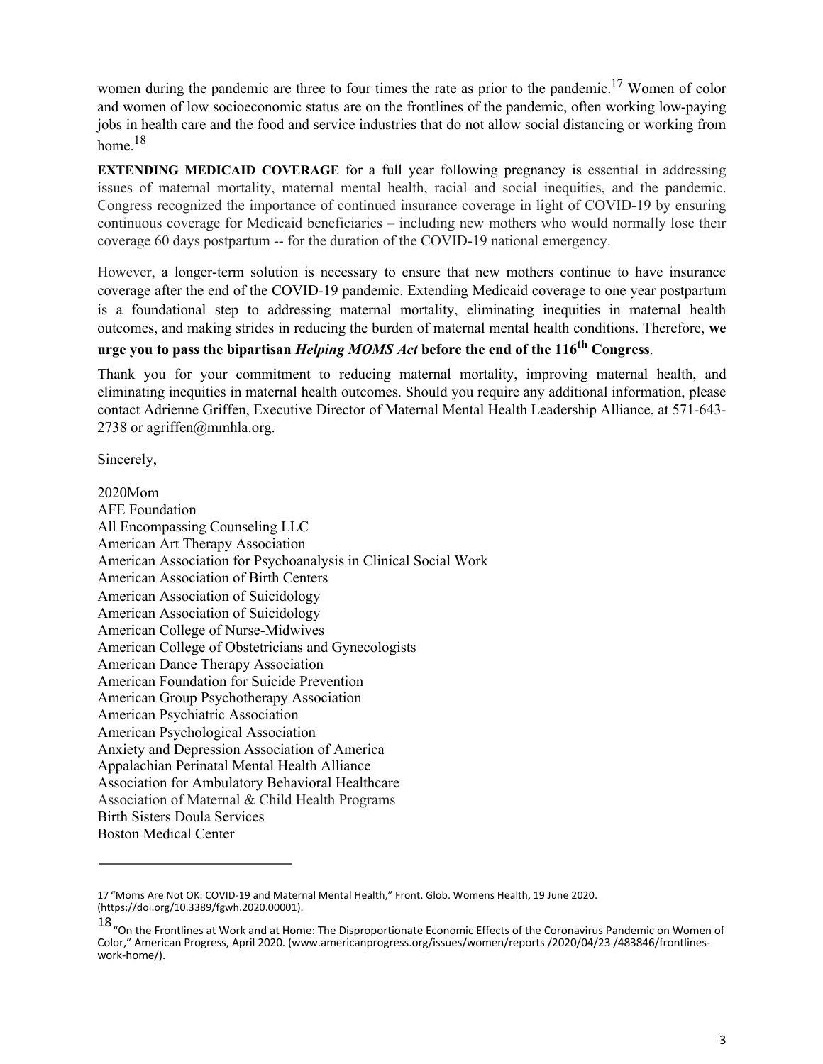women during the pandemic are three to four times the rate as prior to the pandemic.[17] Women of color and women of low socioeconomic status are on the frontlines of the pandemic, often working low-paying jobs in health care and the food and service industries that do not allow social distancing or working from home.[18]

**EXTENDING MEDICAID COVERAGE** for a full year following pregnancy is essential in addressing issues of maternal mortality, maternal mental health, racial and social inequities, and the pandemic. Congress recognized the importance of continued insurance coverage in light of COVID-19 by ensuring continuous coverage for Medicaid beneficiaries – including new mothers who would normally lose their coverage 60 days postpartum -- for the duration of the COVID-19 national emergency.

However, a longer-term solution is necessary to ensure that new mothers continue to have insurance coverage after the end of the COVID-19 pandemic. Extending Medicaid coverage to one year postpartum is a foundational step to addressing maternal mortality, eliminating inequities in maternal health outcomes, and making strides in reducing the burden of maternal mental health conditions. Therefore, **we urge you to pass the bipartisan *Helping MOMS Act* before the end of the 116th Congress**.

Thank you for your commitment to reducing maternal mortality, improving maternal health, and eliminating inequities in maternal health outcomes. Should you require any additional information, please contact Adrienne Griffen, Executive Director of Maternal Mental Health Leadership Alliance, at 571-643-2738 or agriffen@mmhla.org.

Sincerely,

2020Mom
AFE Foundation
All Encompassing Counseling LLC
American Art Therapy Association
American Association for Psychoanalysis in Clinical Social Work
American Association of Birth Centers
American Association of Suicidology
American Association of Suicidology
American College of Nurse-Midwives
American College of Obstetricians and Gynecologists
American Dance Therapy Association
American Foundation for Suicide Prevention
American Group Psychotherapy Association
American Psychiatric Association
American Psychological Association
Anxiety and Depression Association of America
Appalachian Perinatal Mental Health Alliance
Association for Ambulatory Behavioral Healthcare
Association of Maternal & Child Health Programs
Birth Sisters Doula Services
Boston Medical Center

---

17 "Moms Are Not OK: COVID-19 and Maternal Mental Health," Front. Glob. Womens Health, 19 June 2020. (https://doi.org/10.3389/fgwh.2020.00001).

18 "On the Frontlines at Work and at Home: The Disproportionate Economic Effects of the Coronavirus Pandemic on Women of Color," American Progress, April 2020. (www.americanprogress.org/issues/women/reports /2020/04/23 /483846/frontlines-work-home/).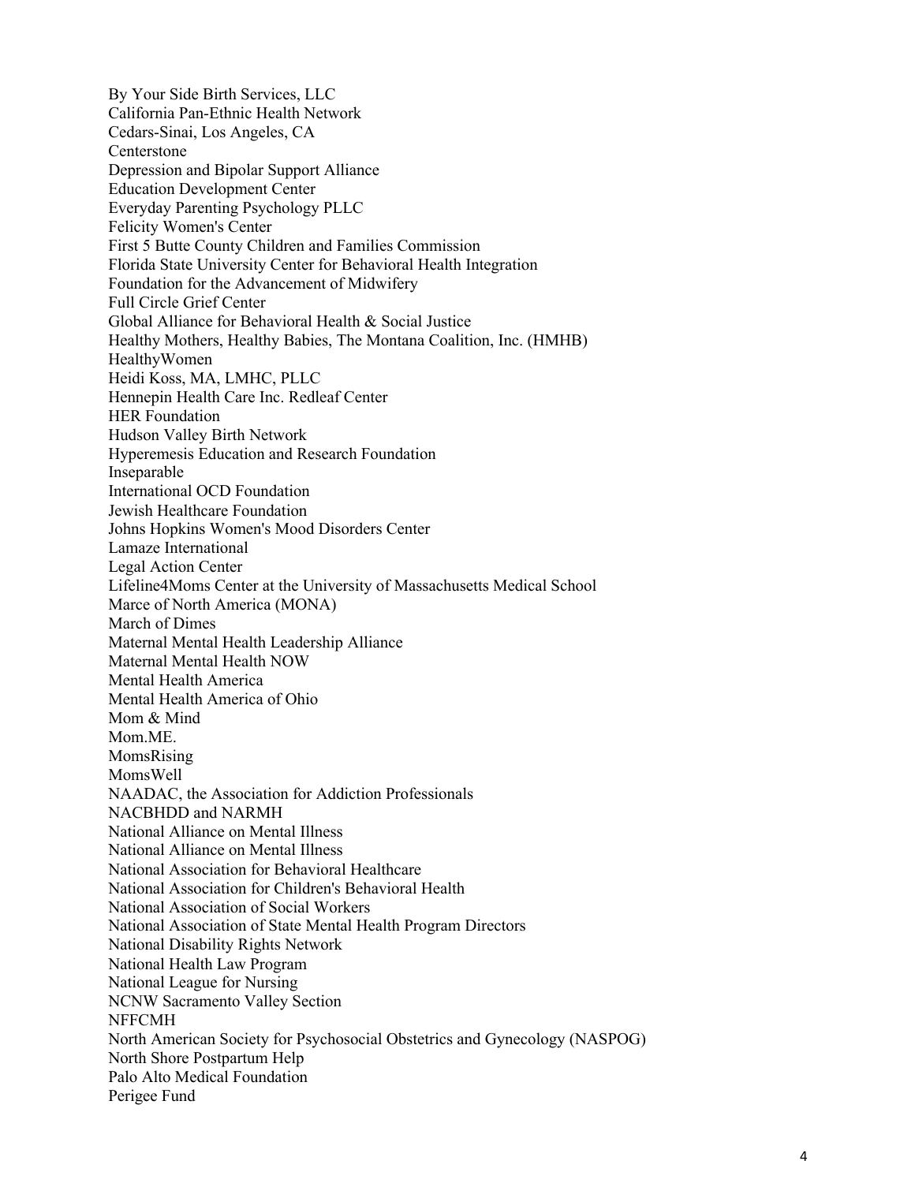By Your Side Birth Services, LLC
California Pan-Ethnic Health Network
Cedars-Sinai, Los Angeles, CA
Centerstone
Depression and Bipolar Support Alliance
Education Development Center
Everyday Parenting Psychology PLLC
Felicity Women's Center
First 5 Butte County Children and Families Commission
Florida State University Center for Behavioral Health Integration
Foundation for the Advancement of Midwifery
Full Circle Grief Center
Global Alliance for Behavioral Health & Social Justice
Healthy Mothers, Healthy Babies, The Montana Coalition, Inc. (HMHB)
HealthyWomen
Heidi Koss, MA, LMHC, PLLC
Hennepin Health Care Inc. Redleaf Center
HER Foundation
Hudson Valley Birth Network
Hyperemesis Education and Research Foundation
Inseparable
International OCD Foundation
Jewish Healthcare Foundation
Johns Hopkins Women's Mood Disorders Center
Lamaze International
Legal Action Center
Lifeline4Moms Center at the University of Massachusetts Medical School
Marce of North America (MONA)
March of Dimes
Maternal Mental Health Leadership Alliance
Maternal Mental Health NOW
Mental Health America
Mental Health America of Ohio
Mom & Mind
Mom.ME.
MomsRising
MomsWell
NAADAC, the Association for Addiction Professionals
NACBHDD and NARMH
National Alliance on Mental Illness
National Alliance on Mental Illness
National Association for Behavioral Healthcare
National Association for Children's Behavioral Health
National Association of Social Workers
National Association of State Mental Health Program Directors
National Disability Rights Network
National Health Law Program
National League for Nursing
NCNW Sacramento Valley Section
NFFCMH
North American Society for Psychosocial Obstetrics and Gynecology (NASPOG)
North Shore Postpartum Help
Palo Alto Medical Foundation
Perigee Fund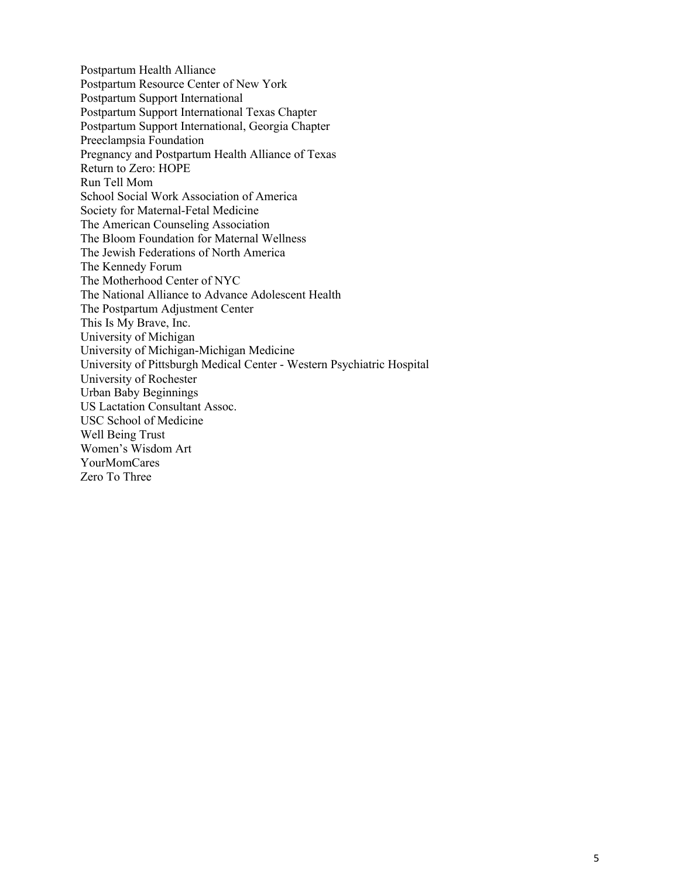Postpartum Health Alliance
Postpartum Resource Center of New York
Postpartum Support International
Postpartum Support International Texas Chapter
Postpartum Support International, Georgia Chapter
Preeclampsia Foundation
Pregnancy and Postpartum Health Alliance of Texas
Return to Zero: HOPE
Run Tell Mom
School Social Work Association of America
Society for Maternal-Fetal Medicine
The American Counseling Association
The Bloom Foundation for Maternal Wellness
The Jewish Federations of North America
The Kennedy Forum
The Motherhood Center of NYC
The National Alliance to Advance Adolescent Health
The Postpartum Adjustment Center
This Is My Brave, Inc.
University of Michigan
University of Michigan-Michigan Medicine
University of Pittsburgh Medical Center - Western Psychiatric Hospital
University of Rochester
Urban Baby Beginnings
US Lactation Consultant Assoc.
USC School of Medicine
Well Being Trust
Women's Wisdom Art
YourMomCares
Zero To Three